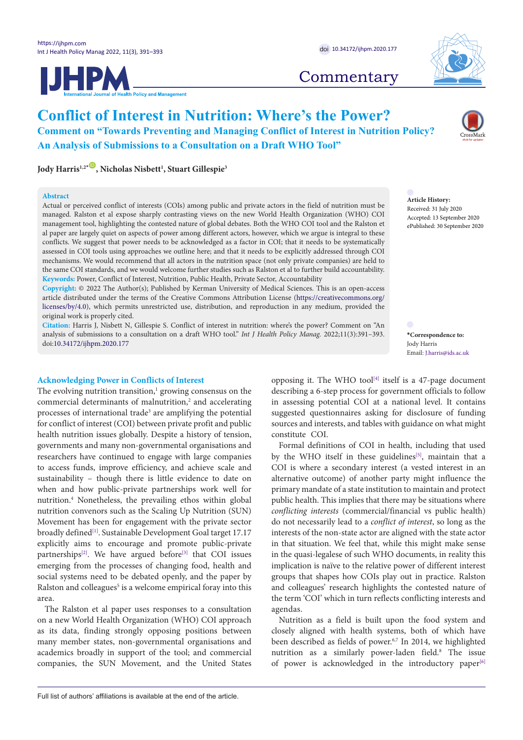Commentary

# Conflict of Interest in Nutrition: Where's the Power?

## Comment on "Towards Preventing and Managing Conflict of Interest in Nutrition Policy? An Analysis of Submissions to a Consultation on a Draft WHO Tool"

**Jody Harris[1,2*], Nicholas Nisbett[1], Stuart Gillespie[3]**

**Abstract**

Actual or perceived conflict of interests (COIs) among public and private actors in the field of nutrition must be managed. Ralston et al expose sharply contrasting views on the new World Health Organization (WHO) COI management tool, highlighting the contested nature of global debates. Both the WHO COI tool and the Ralston et al paper are largely quiet on aspects of power among different actors, however, which we argue is integral to these conflicts. We suggest that power needs to be acknowledged as a factor in COI; that it needs to be systematically assessed in COI tools using approaches we outline here; and that it needs to be explicitly addressed through COI mechanisms. We would recommend that all actors in the nutrition space (not only private companies) are held to the same COI standards, and we would welcome further studies such as Ralston et al to further build accountability.

**Keywords:** Power, Conflict of Interest, Nutrition, Public Health, Private Sector, Accountability

**Copyright:** © 2022 The Author(s); Published by Kerman University of Medical Sciences. This is an open-access article distributed under the terms of the Creative Commons Attribution License (https://creativecommons.org/licenses/by/4.0), which permits unrestricted use, distribution, and reproduction in any medium, provided the original work is properly cited.

**Citation:** Harris J, Nisbett N, Gillespie S. Conflict of interest in nutrition: where's the power? Comment on "An analysis of submissions to a consultation on a draft WHO tool." *Int J Health Policy Manag.* 2022;11(3):391–393. doi:10.34172/ijhpm.2020.177

**Article History:**
Received: 31 July 2020
Accepted: 13 September 2020
ePublished: 30 September 2020

**\*Correspondence to:**
Jody Harris
Email: J.harris@ids.ac.uk

## Acknowledging Power in Conflicts of Interest

The evolving nutrition transition,[1] growing consensus on the commercial determinants of malnutrition,[2] and accelerating processes of international trade[3] are amplifying the potential for conflict of interest (COI) between private profit and public health nutrition issues globally. Despite a history of tension, governments and many non-governmental organisations and researchers have continued to engage with large companies to access funds, improve efficiency, and achieve scale and sustainability – though there is little evidence to date on when and how public-private partnerships work well for nutrition.[4] Nonetheless, the prevailing ethos within global nutrition convenors such as the Scaling Up Nutrition (SUN) Movement has been for engagement with the private sector broadly defined[1]. Sustainable Development Goal target 17.17 explicitly aims to encourage and promote public-private partnerships[2]. We have argued before[3] that COI issues emerging from the processes of changing food, health and social systems need to be debated openly, and the paper by Ralston and colleagues[5] is a welcome empirical foray into this area.

The Ralston et al paper uses responses to a consultation on a new World Health Organization (WHO) COI approach as its data, finding strongly opposing positions between many member states, non-governmental organisations and academics broadly in support of the tool; and commercial companies, the SUN Movement, and the United States opposing it. The WHO tool[4] itself is a 47-page document describing a 6-step process for government officials to follow in assessing potential COI at a national level. It contains suggested questionnaires asking for disclosure of funding sources and interests, and tables with guidance on what might constitute COI.

Formal definitions of COI in health, including that used by the WHO itself in these guidelines[5], maintain that a COI is where a secondary interest (a vested interest in an alternative outcome) of another party might influence the primary mandate of a state institution to maintain and protect public health. This implies that there may be situations where *conflicting interests* (commercial/financial vs public health) do not necessarily lead to a *conflict of interest*, so long as the interests of the non-state actor are aligned with the state actor in that situation. We feel that, while this might make sense in the quasi-legalese of such WHO documents, in reality this implication is naïve to the relative power of different interest groups that shapes how COIs play out in practice. Ralston and colleagues' research highlights the contested nature of the term 'COI' which in turn reflects conflicting interests and agendas.

Nutrition as a field is built upon the food system and closely aligned with health systems, both of which have been described as fields of power.[6,7] In 2014, we highlighted nutrition as a similarly power-laden field.[8] The issue of power is acknowledged in the introductory paper[6]

Full list of authors' affiliations is available at the end of the article.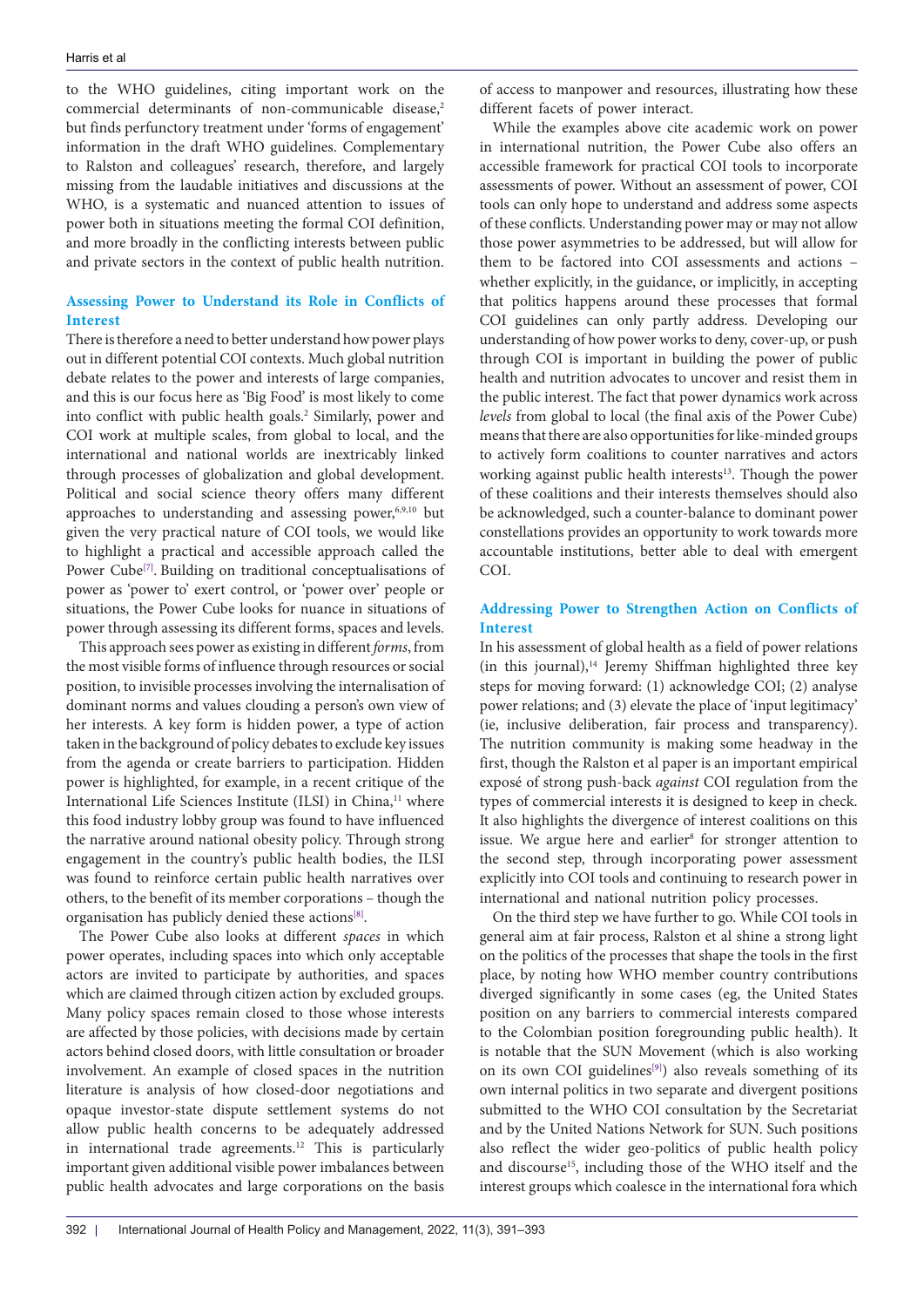to the WHO guidelines, citing important work on the commercial determinants of non-communicable disease,[2] but finds perfunctory treatment under 'forms of engagement' information in the draft WHO guidelines. Complementary to Ralston and colleagues' research, therefore, and largely missing from the laudable initiatives and discussions at the WHO, is a systematic and nuanced attention to issues of power both in situations meeting the formal COI definition, and more broadly in the conflicting interests between public and private sectors in the context of public health nutrition.

## Assessing Power to Understand its Role in Conflicts of Interest

There is therefore a need to better understand how power plays out in different potential COI contexts. Much global nutrition debate relates to the power and interests of large companies, and this is our focus here as 'Big Food' is most likely to come into conflict with public health goals.[2] Similarly, power and COI work at multiple scales, from global to local, and the international and national worlds are inextricably linked through processes of globalization and global development. Political and social science theory offers many different approaches to understanding and assessing power,[6,9,10] but given the very practical nature of COI tools, we would like to highlight a practical and accessible approach called the Power Cube[7]. Building on traditional conceptualisations of power as 'power to' exert control, or 'power over' people or situations, the Power Cube looks for nuance in situations of power through assessing its different forms, spaces and levels.

This approach sees power as existing in different *forms*, from the most visible forms of influence through resources or social position, to invisible processes involving the internalisation of dominant norms and values clouding a person's own view of her interests. A key form is hidden power, a type of action taken in the background of policy debates to exclude key issues from the agenda or create barriers to participation. Hidden power is highlighted, for example, in a recent critique of the International Life Sciences Institute (ILSI) in China,[11] where this food industry lobby group was found to have influenced the narrative around national obesity policy. Through strong engagement in the country's public health bodies, the ILSI was found to reinforce certain public health narratives over others, to the benefit of its member corporations – though the organisation has publicly denied these actions[8].

The Power Cube also looks at different *spaces* in which power operates, including spaces into which only acceptable actors are invited to participate by authorities, and spaces which are claimed through citizen action by excluded groups. Many policy spaces remain closed to those whose interests are affected by those policies, with decisions made by certain actors behind closed doors, with little consultation or broader involvement. An example of closed spaces in the nutrition literature is analysis of how closed-door negotiations and opaque investor-state dispute settlement systems do not allow public health concerns to be adequately addressed in international trade agreements.[12] This is particularly important given additional visible power imbalances between public health advocates and large corporations on the basis of access to manpower and resources, illustrating how these different facets of power interact.

While the examples above cite academic work on power in international nutrition, the Power Cube also offers an accessible framework for practical COI tools to incorporate assessments of power. Without an assessment of power, COI tools can only hope to understand and address some aspects of these conflicts. Understanding power may or may not allow those power asymmetries to be addressed, but will allow for them to be factored into COI assessments and actions – whether explicitly, in the guidance, or implicitly, in accepting that politics happens around these processes that formal COI guidelines can only partly address. Developing our understanding of how power works to deny, cover-up, or push through COI is important in building the power of public health and nutrition advocates to uncover and resist them in the public interest. The fact that power dynamics work across *levels* from global to local (the final axis of the Power Cube) means that there are also opportunities for like-minded groups to actively form coalitions to counter narratives and actors working against public health interests[13]. Though the power of these coalitions and their interests themselves should also be acknowledged, such a counter-balance to dominant power constellations provides an opportunity to work towards more accountable institutions, better able to deal with emergent COI.

## Addressing Power to Strengthen Action on Conflicts of Interest

In his assessment of global health as a field of power relations (in this journal),[14] Jeremy Shiffman highlighted three key steps for moving forward: (1) acknowledge COI; (2) analyse power relations; and (3) elevate the place of 'input legitimacy' (ie, inclusive deliberation, fair process and transparency). The nutrition community is making some headway in the first, though the Ralston et al paper is an important empirical exposé of strong push-back *against* COI regulation from the types of commercial interests it is designed to keep in check. It also highlights the divergence of interest coalitions on this issue. We argue here and earlier[8] for stronger attention to the second step, through incorporating power assessment explicitly into COI tools and continuing to research power in international and national nutrition policy processes.

On the third step we have further to go. While COI tools in general aim at fair process, Ralston et al shine a strong light on the politics of the processes that shape the tools in the first place, by noting how WHO member country contributions diverged significantly in some cases (eg, the United States position on any barriers to commercial interests compared to the Colombian position foregrounding public health). It is notable that the SUN Movement (which is also working on its own COI guidelines[9]) also reveals something of its own internal politics in two separate and divergent positions submitted to the WHO COI consultation by the Secretariat and by the United Nations Network for SUN. Such positions also reflect the wider geo-politics of public health policy and discourse[15], including those of the WHO itself and the interest groups which coalesce in the international fora which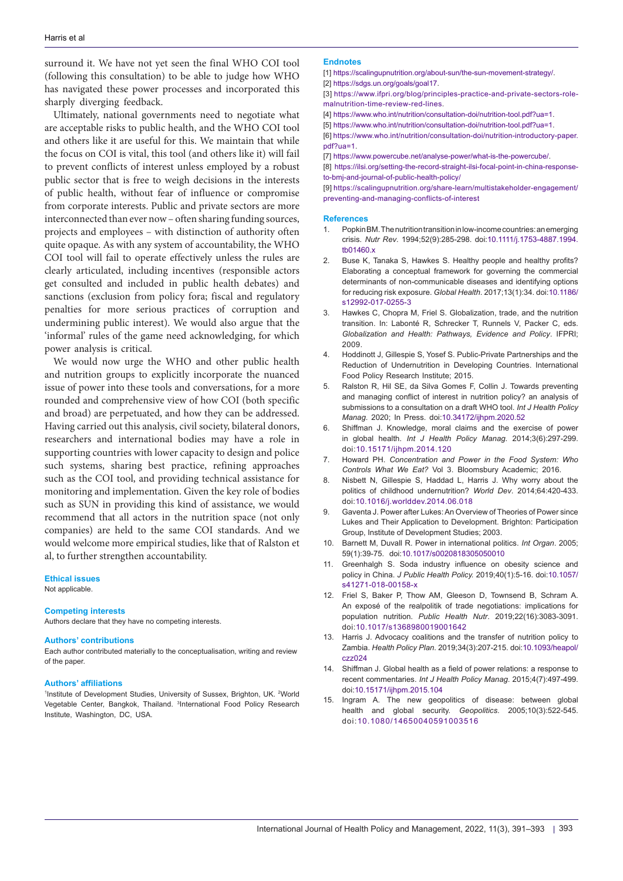surround it. We have not yet seen the final WHO COI tool (following this consultation) to be able to judge how WHO has navigated these power processes and incorporated this sharply diverging feedback.

Ultimately, national governments need to negotiate what are acceptable risks to public health, and the WHO COI tool and others like it are useful for this. We maintain that while the focus on COI is vital, this tool (and others like it) will fail to prevent conflicts of interest unless employed by a robust public sector that is free to weigh decisions in the interests of public health, without fear of influence or compromise from corporate interests. Public and private sectors are more interconnected than ever now – often sharing funding sources, projects and employees – with distinction of authority often quite opaque. As with any system of accountability, the WHO COI tool will fail to operate effectively unless the rules are clearly articulated, including incentives (responsible actors get consulted and included in public health debates) and sanctions (exclusion from policy fora; fiscal and regulatory penalties for more serious practices of corruption and undermining public interest). We would also argue that the 'informal' rules of the game need acknowledging, for which power analysis is critical.

We would now urge the WHO and other public health and nutrition groups to explicitly incorporate the nuanced issue of power into these tools and conversations, for a more rounded and comprehensive view of how COI (both specific and broad) are perpetuated, and how they can be addressed. Having carried out this analysis, civil society, bilateral donors, researchers and international bodies may have a role in supporting countries with lower capacity to design and police such systems, sharing best practice, refining approaches such as the COI tool, and providing technical assistance for monitoring and implementation. Given the key role of bodies such as SUN in providing this kind of assistance, we would recommend that all actors in the nutrition space (not only companies) are held to the same COI standards. And we would welcome more empirical studies, like that of Ralston et al, to further strengthen accountability.

### Ethical issues

Not applicable.

### Competing interests

Authors declare that they have no competing interests.

### Authors' contributions

Each author contributed materially to the conceptualisation, writing and review of the paper.

### Authors' affiliations

[1]Institute of Development Studies, University of Sussex, Brighton, UK. [2]World Vegetable Center, Bangkok, Thailand. [3]International Food Policy Research Institute, Washington, DC, USA.

### Endnotes

[1] https://scalingupnutrition.org/about-sun/the-sun-movement-strategy/.
[2] https://sdgs.un.org/goals/goal17.
[3] https://www.ifpri.org/blog/principles-practice-and-private-sectors-role-malnutrition-time-review-red-lines.
[4] https://www.who.int/nutrition/consultation-doi/nutrition-tool.pdf?ua=1.
[5] https://www.who.int/nutrition/consultation-doi/nutrition-tool.pdf?ua=1.
[6] https://www.who.int/nutrition/consultation-doi/nutrition-introductory-paper.pdf?ua=1.
[7] https://www.powercube.net/analyse-power/what-is-the-powercube/.
[8] https://ilsi.org/setting-the-record-straight-ilsi-focal-point-in-china-response-to-bmj-and-journal-of-public-health-policy/
[9] https://scalingupnutrition.org/share-learn/multistakeholder-engagement/preventing-and-managing-conflicts-of-interest

### References

1. Popkin BM. The nutrition transition in low-income countries: an emerging crisis. *Nutr Rev*. 1994;52(9):285-298. doi:10.1111/j.1753-4887.1994.tb01460.x
2. Buse K, Tanaka S, Hawkes S. Healthy people and healthy profits? Elaborating a conceptual framework for governing the commercial determinants of non-communicable diseases and identifying options for reducing risk exposure. *Global Health*. 2017;13(1):34. doi:10.1186/s12992-017-0255-3
3. Hawkes C, Chopra M, Friel S. Globalization, trade, and the nutrition transition. In: Labonté R, Schrecker T, Runnels V, Packer C, eds. *Globalization and Health: Pathways, Evidence and Policy*. IFPRI; 2009.
4. Hoddinott J, Gillespie S, Yosef S. Public-Private Partnerships and the Reduction of Undernutrition in Developing Countries. International Food Policy Research Institute; 2015.
5. Ralston R, Hil SE, da Silva Gomes F, Collin J. Towards preventing and managing conflict of interest in nutrition policy? an analysis of submissions to a consultation on a draft WHO tool. *Int J Health Policy Manag*. 2020; In Press. doi:10.34172/ijhpm.2020.52
6. Shiffman J. Knowledge, moral claims and the exercise of power in global health. *Int J Health Policy Manag*. 2014;3(6):297-299. doi:10.15171/ijhpm.2014.120
7. Howard PH. *Concentration and Power in the Food System: Who Controls What We Eat?* Vol 3. Bloomsbury Academic; 2016.
8. Nisbett N, Gillespie S, Haddad L, Harris J. Why worry about the politics of childhood undernutrition? *World Dev*. 2014;64:420-433. doi:10.1016/j.worlddev.2014.06.018
9. Gaventa J. Power after Lukes: An Overview of Theories of Power since Lukes and Their Application to Development. Brighton: Participation Group, Institute of Development Studies; 2003.
10. Barnett M, Duvall R. Power in international politics. *Int Organ*. 2005; 59(1):39-75. doi:10.1017/s0020818305050010
11. Greenhalgh S. Soda industry influence on obesity science and policy in China. *J Public Health Policy*. 2019;40(1):5-16. doi:10.1057/s41271-018-00158-x
12. Friel S, Baker P, Thow AM, Gleeson D, Townsend B, Schram A. An exposé of the realpolitik of trade negotiations: implications for population nutrition. *Public Health Nutr*. 2019;22(16):3083-3091. doi:10.1017/s1368980019001642
13. Harris J. Advocacy coalitions and the transfer of nutrition policy to Zambia. *Health Policy Plan*. 2019;34(3):207-215. doi:10.1093/heapol/czz024
14. Shiffman J. Global health as a field of power relations: a response to recent commentaries. *Int J Health Policy Manag*. 2015;4(7):497-499. doi:10.15171/ijhpm.2015.104
15. Ingram A. The new geopolitics of disease: between global health and global security. *Geopolitics*. 2005;10(3):522-545. doi:10.1080/14650040591003516